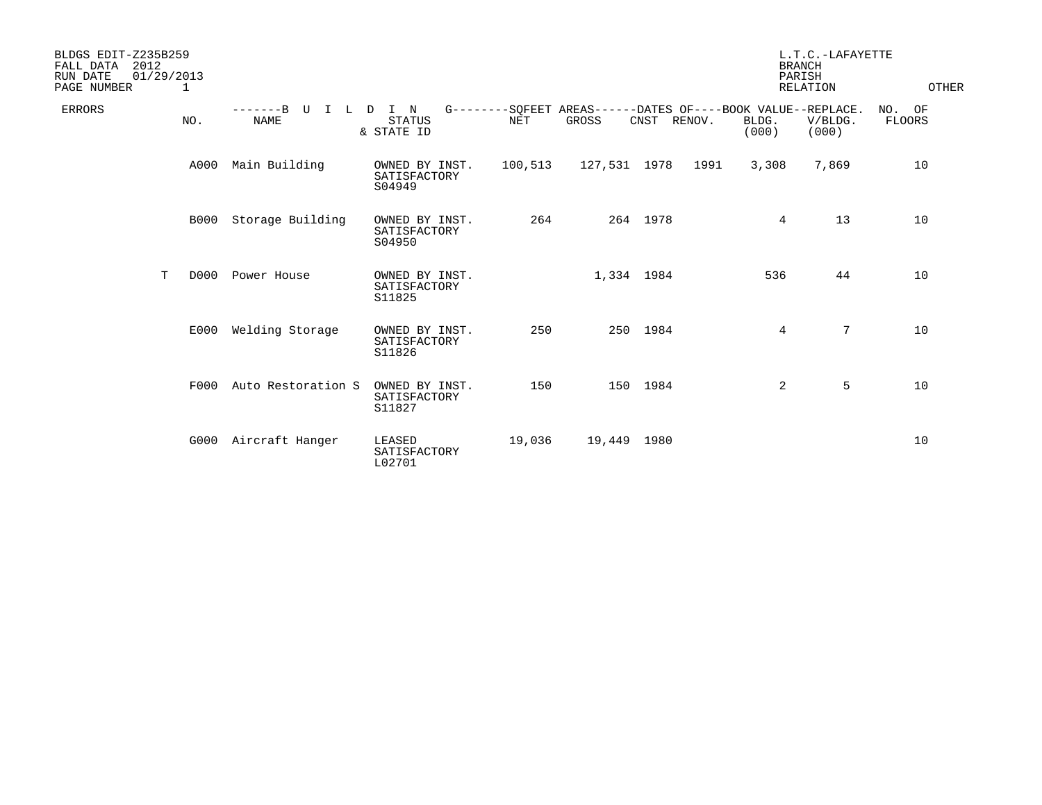BLDGS EDIT-Z235B259
FALL DATA 2012
RUN DATE 01/29/2013
PAGE NUMBER 1

L.T.C.-LAFAYETTE
BRANCH
PARISH
RELATION

OTHER

| ERRORS | NO. | NAME | STATUS & STATE ID | NET | GROSS | CNST | RENOV. | BLDG. (000) | REPLACE. V/BLDG. (000) | NO. OF FLOORS |
|---|---|---|---|---|---|---|---|---|---|---|
| | A000 | Main Building | OWNED BY INST. SATISFACTORY S04949 | 100,513 | 127,531 | 1978 | 1991 | 3,308 | 7,869 | 10 |
| | B000 | Storage Building | OWNED BY INST. SATISFACTORY S04950 | 264 | 264 | 1978 | | 4 | 13 | 10 |
| T | D000 | Power House | OWNED BY INST. SATISFACTORY S11825 | | 1,334 | 1984 | | 536 | 44 | 10 |
| | E000 | Welding Storage | OWNED BY INST. SATISFACTORY S11826 | 250 | 250 | 1984 | | 4 | 7 | 10 |
| | F000 | Auto Restoration S | OWNED BY INST. SATISFACTORY S11827 | 150 | 150 | 1984 | | 2 | 5 | 10 |
| | G000 | Aircraft Hanger | LEASED SATISFACTORY L02701 | 19,036 | 19,449 | 1980 | | | | 10 |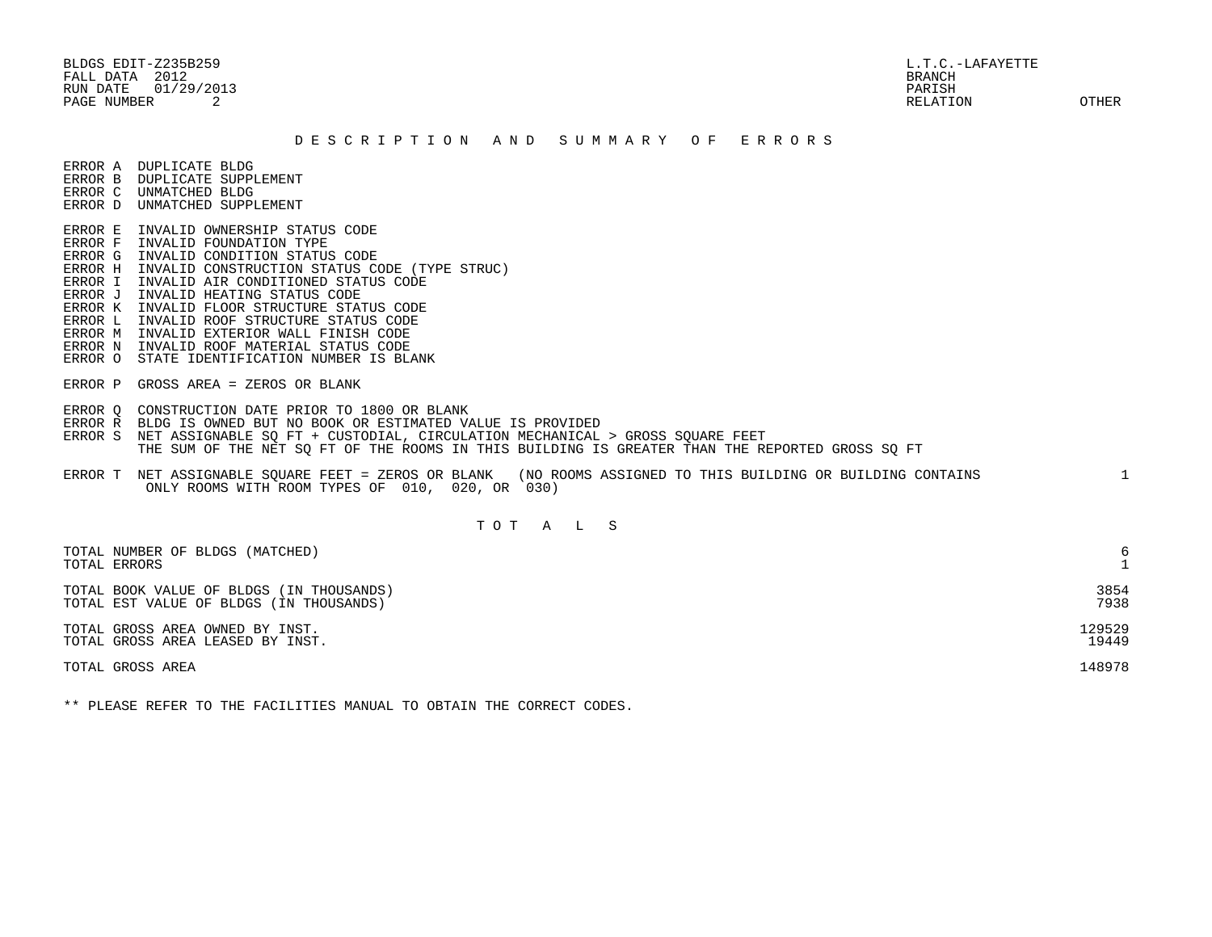BLDGS EDIT-Z235B259
FALL DATA 2012
RUN DATE 01/29/2013
PAGE NUMBER 2

L.T.C.-LAFAYETTE
BRANCH
PARISH
RELATION OTHER

## D E S C R I P T I O N A N D S U M M A R Y O F E R R O R S

| | | |
|---|---|---|
| ERROR A | DUPLICATE BLDG | |
| ERROR B | DUPLICATE SUPPLEMENT | |
| ERROR C | UNMATCHED BLDG | |
| ERROR D | UNMATCHED SUPPLEMENT | |
| ERROR E | INVALID OWNERSHIP STATUS CODE | |
| ERROR F | INVALID FOUNDATION TYPE | |
| ERROR G | INVALID CONDITION STATUS CODE | |
| ERROR H | INVALID CONSTRUCTION STATUS CODE (TYPE STRUC) | |
| ERROR I | INVALID AIR CONDITIONED STATUS CODE | |
| ERROR J | INVALID HEATING STATUS CODE | |
| ERROR K | INVALID FLOOR STRUCTURE STATUS CODE | |
| ERROR L | INVALID ROOF STRUCTURE STATUS CODE | |
| ERROR M | INVALID EXTERIOR WALL FINISH CODE | |
| ERROR N | INVALID ROOF MATERIAL STATUS CODE | |
| ERROR O | STATE IDENTIFICATION NUMBER IS BLANK | |
| ERROR P | GROSS AREA = ZEROS OR BLANK | |
| ERROR Q | CONSTRUCTION DATE PRIOR TO 1800 OR BLANK | |
| ERROR R | BLDG IS OWNED BUT NO BOOK OR ESTIMATED VALUE IS PROVIDED | |
| ERROR S | NET ASSIGNABLE SQ FT + CUSTODIAL, CIRCULATION MECHANICAL > GROSS SQUARE FEET<br>THE SUM OF THE NET SQ FT OF THE ROOMS IN THIS BUILDING IS GREATER THAN THE REPORTED GROSS SQ FT | |
| ERROR T | NET ASSIGNABLE SQUARE FEET = ZEROS OR BLANK (NO ROOMS ASSIGNED TO THIS BUILDING OR BUILDING CONTAINS ONLY ROOMS WITH ROOM TYPES OF 010, 020, OR 030) | 1 |

## T O T A L S

| | |
|---|---|
| TOTAL NUMBER OF BLDGS (MATCHED) | 6 |
| TOTAL ERRORS | 1 |
| TOTAL BOOK VALUE OF BLDGS (IN THOUSANDS) | 3854 |
| TOTAL EST VALUE OF BLDGS (IN THOUSANDS) | 7938 |
| TOTAL GROSS AREA OWNED BY INST. | 129529 |
| TOTAL GROSS AREA LEASED BY INST. | 19449 |
| TOTAL GROSS AREA | 148978 |

** PLEASE REFER TO THE FACILITIES MANUAL TO OBTAIN THE CORRECT CODES.